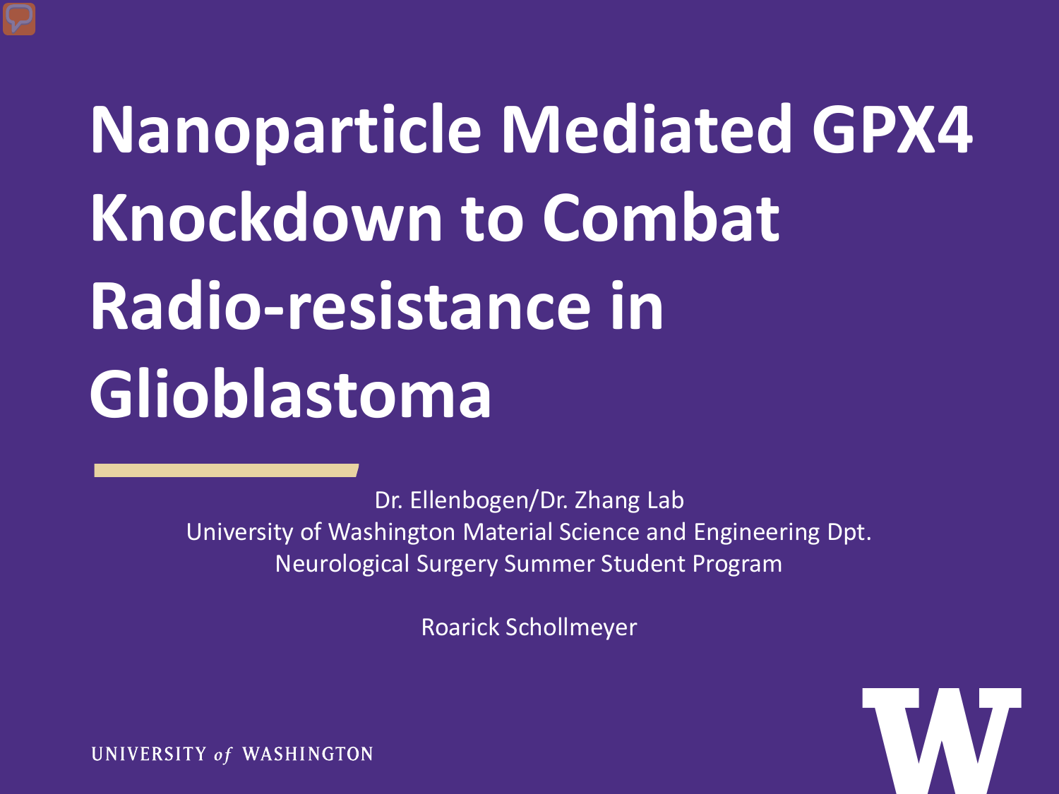# Nanoparticle Mediated GPX4 Knockdown to Combat Radio-resistance in Glioblastoma

Dr. Ellenbogen/Dr. Zhang Lab
University of Washington Material Science and Engineering Dpt.
Neurological Surgery Summer Student Program

Roarick Schollmeyer

UNIVERSITY *of* WASHINGTON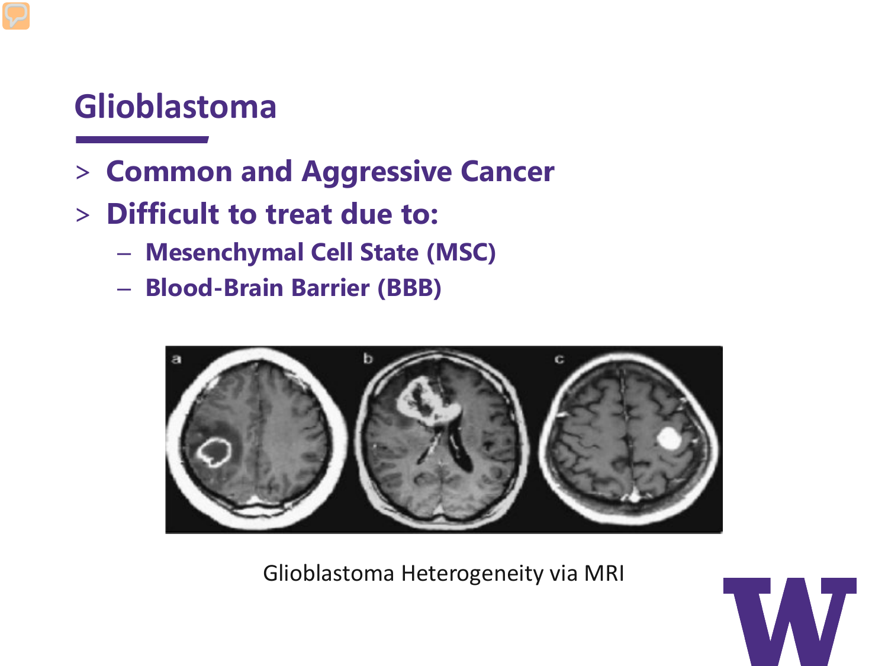# Glioblastoma

- Common and Aggressive Cancer
- Difficult to treat due to:
  - Mesenchymal Cell State (MSC)
  - Blood-Brain Barrier (BBB)

Glioblastoma Heterogeneity via MRI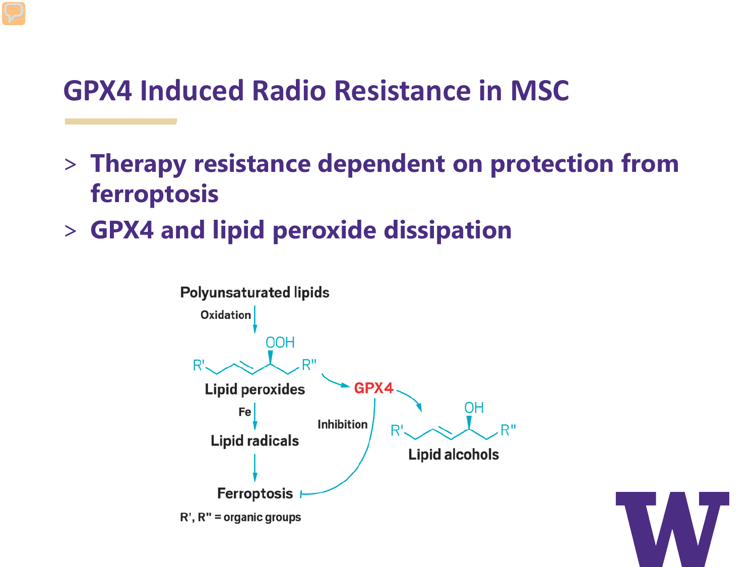# GPX4 Induced Radio Resistance in MSC

- **Therapy resistance dependent on protection from ferroptosis**
- **GPX4 and lipid peroxide dissipation**

Polyunsaturated lipids

Oxidation

Lipid peroxides

Fe

Lipid radicals

Ferroptosis

GPX4

Inhibition

Lipid alcohols

R', R" = organic groups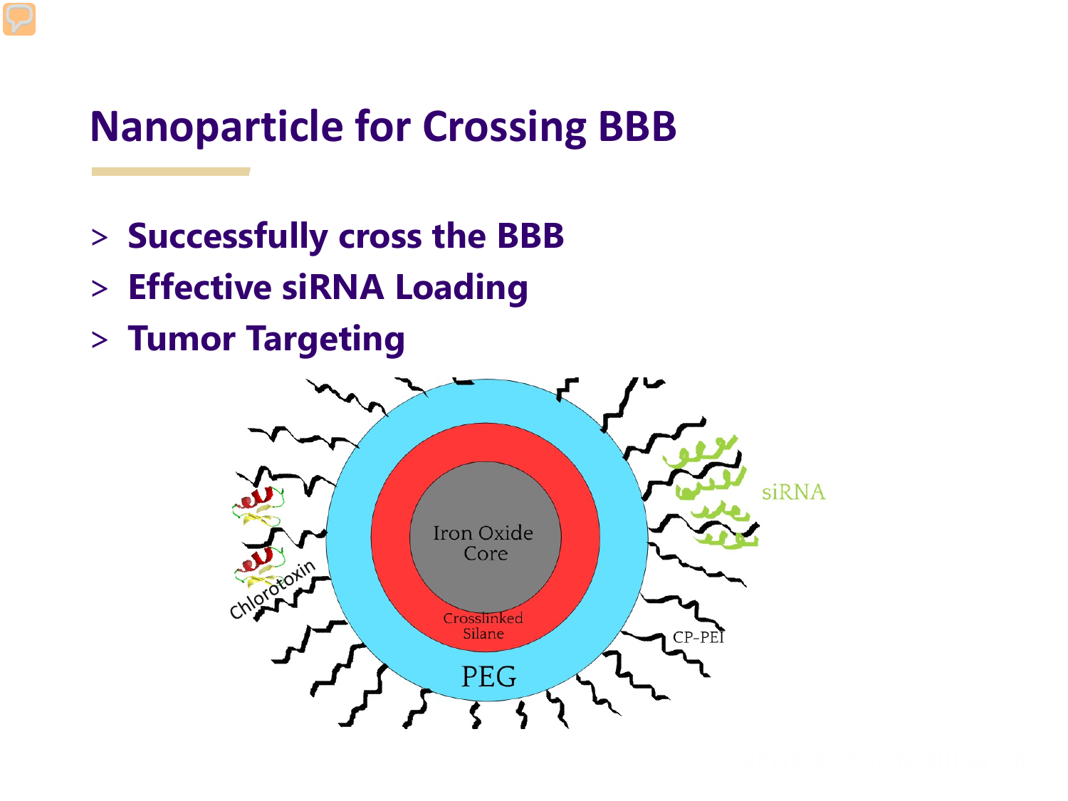# Nanoparticle for Crossing BBB

- **Successfully cross the BBB**
- **Effective siRNA Loading**
- **Tumor Targeting**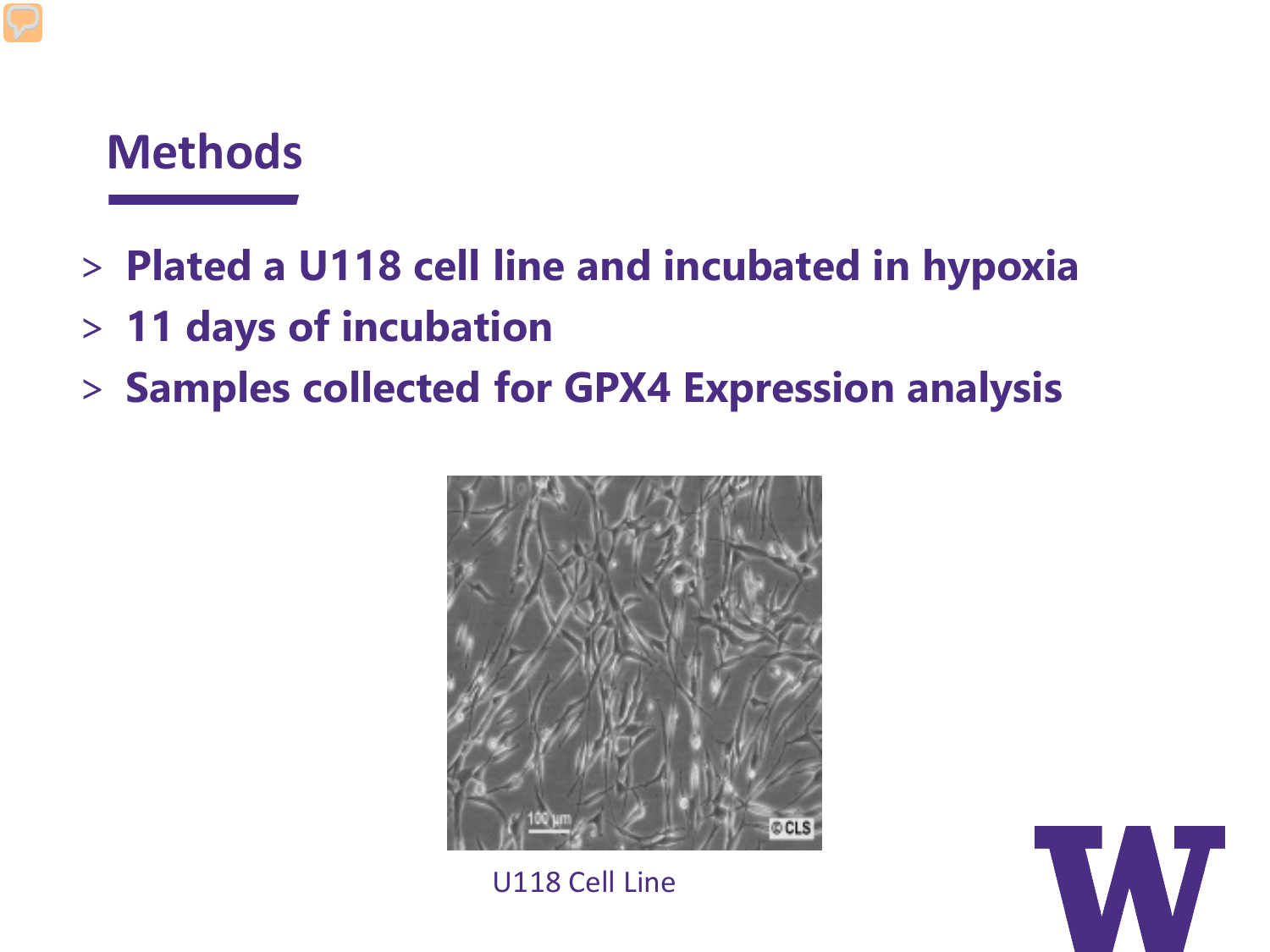# Methods

- **Plated a U118 cell line and incubated in hypoxia**
- **11 days of incubation**
- **Samples collected for GPX4 Expression analysis**

U118 Cell Line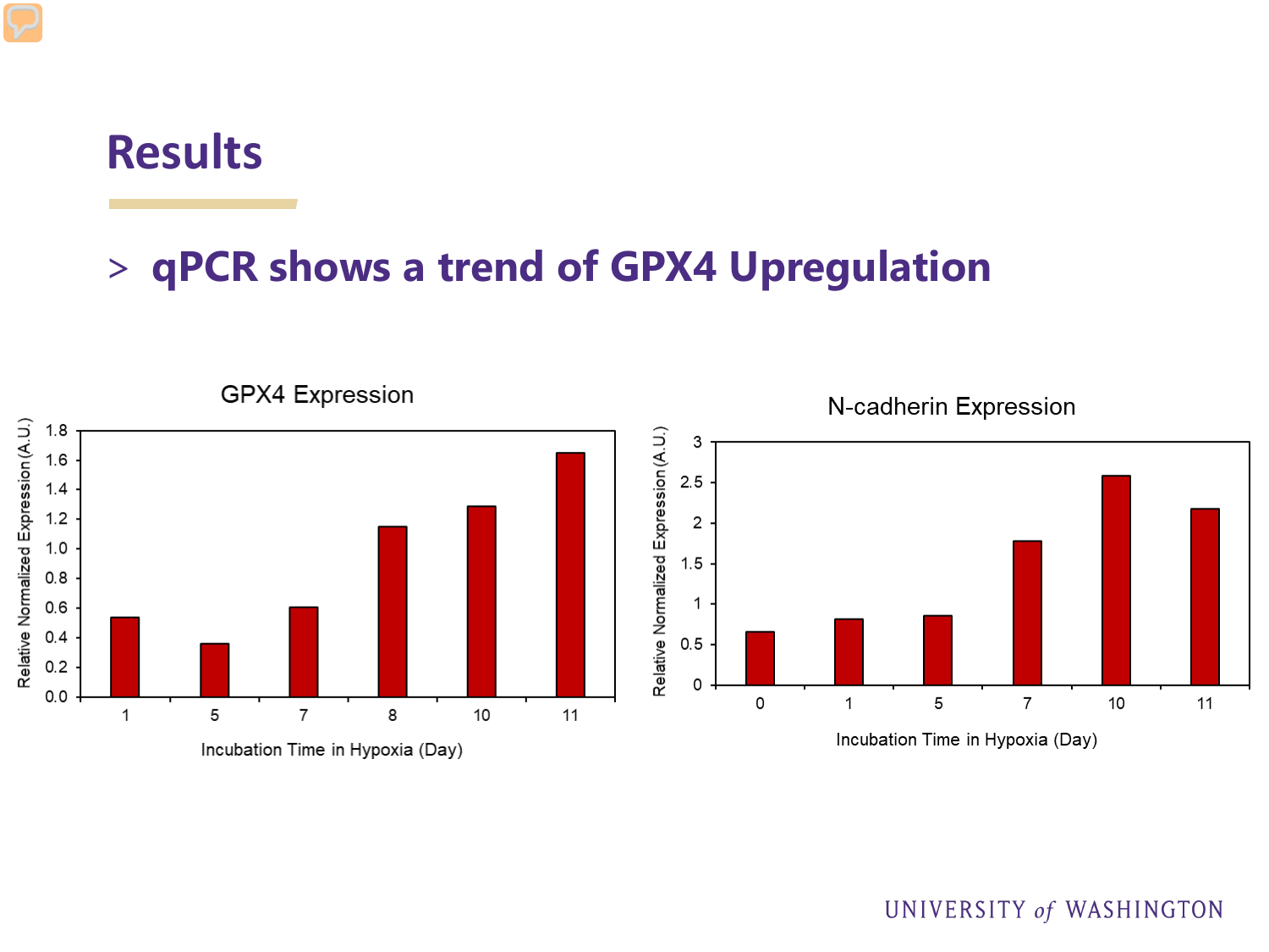# Results

> qPCR shows a trend of GPX4 Upregulation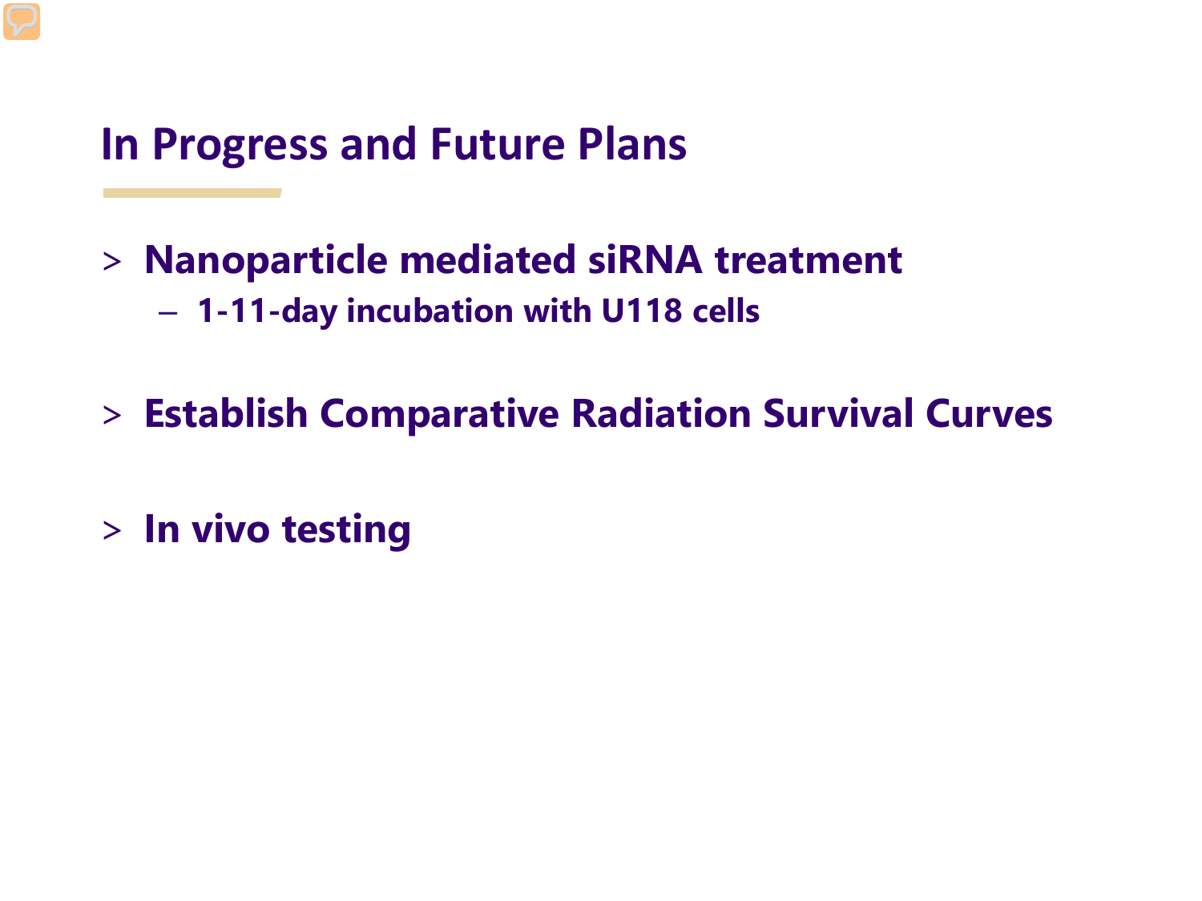# In Progress and Future Plans

- **Nanoparticle mediated siRNA treatment**
  - **1-11-day incubation with U118 cells**

- **Establish Comparative Radiation Survival Curves**

- **In vivo testing**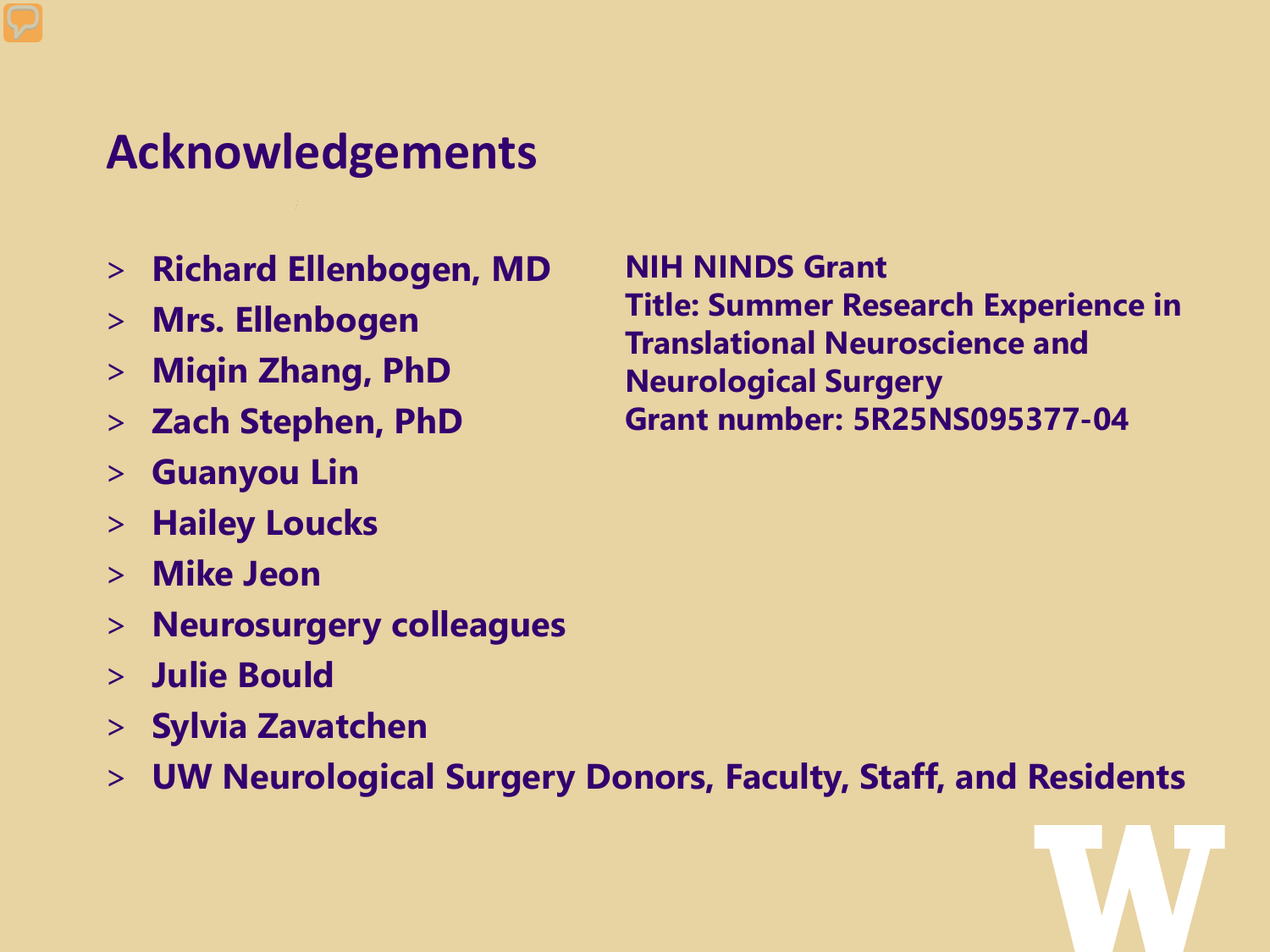# Acknowledgements

- **Richard Ellenbogen, MD**
- **Mrs. Ellenbogen**
- **Miqin Zhang, PhD**
- **Zach Stephen, PhD**
- **Guanyou Lin**
- **Hailey Loucks**
- **Mike Jeon**
- **Neurosurgery colleagues**
- **Julie Bould**
- **Sylvia Zavatchen**
- **UW Neurological Surgery Donors, Faculty, Staff, and Residents**

**NIH NINDS Grant**
**Title: Summer Research Experience in Translational Neuroscience and Neurological Surgery**
**Grant number: 5R25NS095377-04**